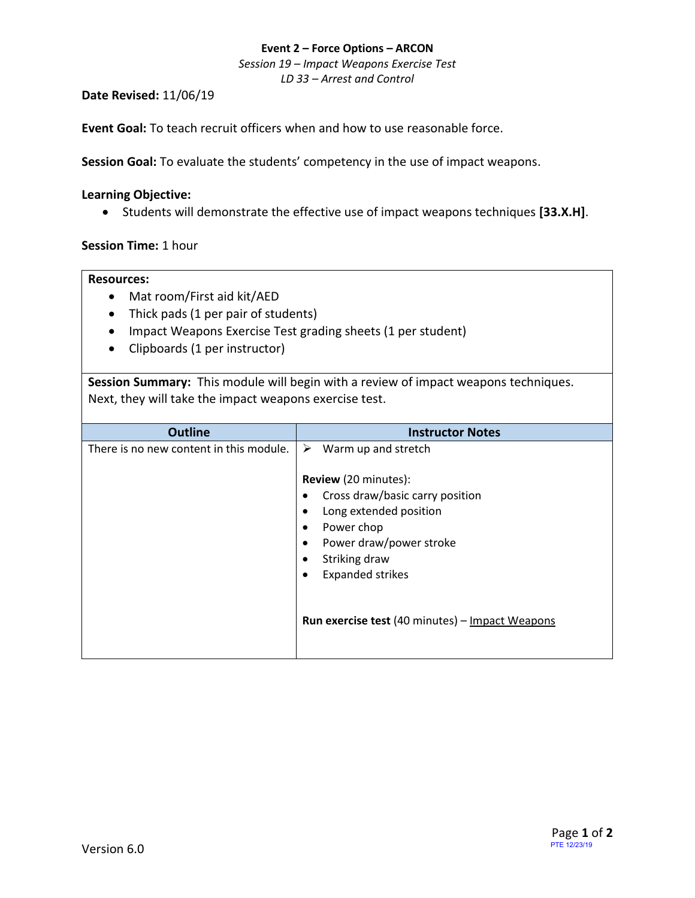**Event 2 – Force Options – ARCON**

*Session 19 – Impact Weapons Exercise Test*

*LD 33 – Arrest and Control*

**Date Revised:** 11/06/19

**Event Goal:** To teach recruit officers when and how to use reasonable force.

**Session Goal:** To evaluate the students' competency in the use of impact weapons.

**Learning Objective:**

- Students will demonstrate the effective use of impact weapons techniques **[33.X.H]**.

**Session Time:** 1 hour

**Resources:**

- Mat room/First aid kit/AED
- Thick pads (1 per pair of students)
- Impact Weapons Exercise Test grading sheets (1 per student)
- Clipboards (1 per instructor)

**Session Summary:** This module will begin with a review of impact weapons techniques. Next, they will take the impact weapons exercise test.

| Outline | Instructor Notes |
|---|---|
| There is no new content in this module. | ➢ Warm up and stretch<br><br>**Review** (20 minutes):<br>• Cross draw/basic carry position<br>• Long extended position<br>• Power chop<br>• Power draw/power stroke<br>• Striking draw<br>• Expanded strikes<br><br>**Run exercise test** (40 minutes) – Impact Weapons |

Version 6.0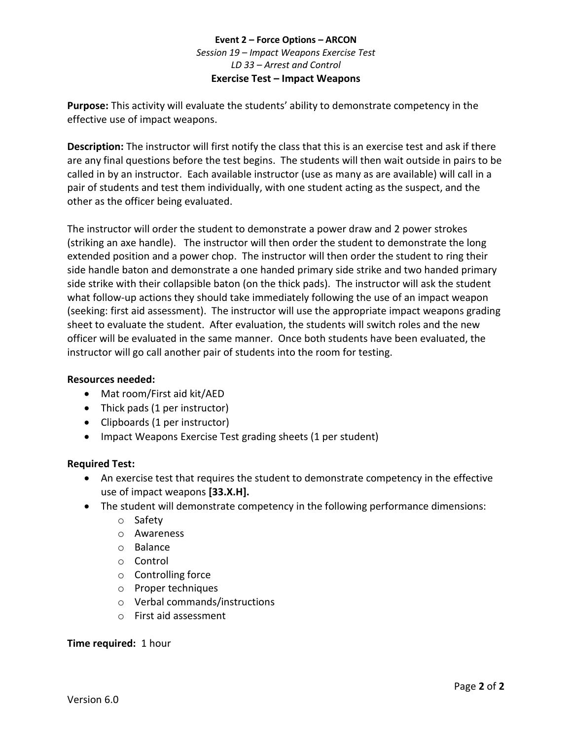**Event 2 – Force Options – ARCON**

*Session 19 – Impact Weapons Exercise Test*

*LD 33 – Arrest and Control*

**Exercise Test – Impact Weapons**

**Purpose:** This activity will evaluate the students' ability to demonstrate competency in the effective use of impact weapons.

**Description:** The instructor will first notify the class that this is an exercise test and ask if there are any final questions before the test begins. The students will then wait outside in pairs to be called in by an instructor. Each available instructor (use as many as are available) will call in a pair of students and test them individually, with one student acting as the suspect, and the other as the officer being evaluated.

The instructor will order the student to demonstrate a power draw and 2 power strokes (striking an axe handle). The instructor will then order the student to demonstrate the long extended position and a power chop. The instructor will then order the student to ring their side handle baton and demonstrate a one handed primary side strike and two handed primary side strike with their collapsible baton (on the thick pads). The instructor will ask the student what follow-up actions they should take immediately following the use of an impact weapon (seeking: first aid assessment). The instructor will use the appropriate impact weapons grading sheet to evaluate the student. After evaluation, the students will switch roles and the new officer will be evaluated in the same manner. Once both students have been evaluated, the instructor will go call another pair of students into the room for testing.

**Resources needed:**

- Mat room/First aid kit/AED
- Thick pads (1 per instructor)
- Clipboards (1 per instructor)
- Impact Weapons Exercise Test grading sheets (1 per student)

**Required Test:**

- An exercise test that requires the student to demonstrate competency in the effective use of impact weapons **[33.X.H].**
- The student will demonstrate competency in the following performance dimensions:
  - Safety
  - Awareness
  - Balance
  - Control
  - Controlling force
  - Proper techniques
  - Verbal commands/instructions
  - First aid assessment

**Time required:** 1 hour

Version 6.0